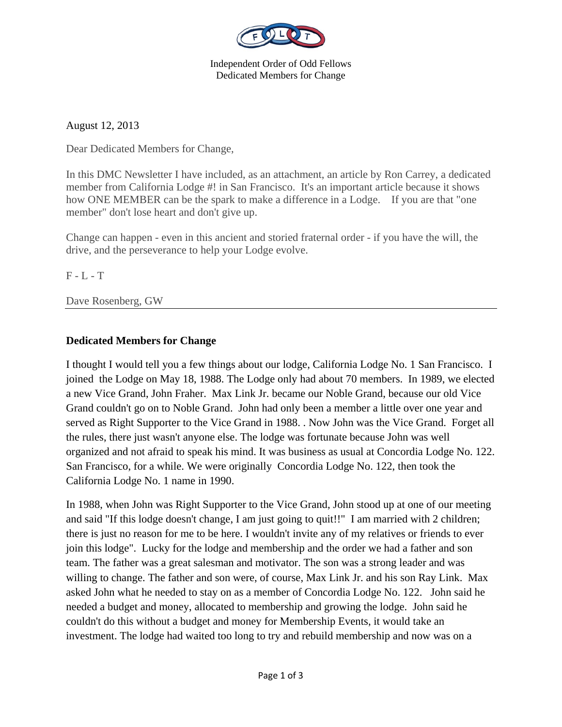Independent Order of Odd Fellows
Dedicated Members for Change

August 12, 2013

Dear Dedicated Members for Change,

In this DMC Newsletter I have included, as an attachment, an article by Ron Carrey, a dedicated member from California Lodge #! in San Francisco. It's an important article because it shows how ONE MEMBER can be the spark to make a difference in a Lodge. If you are that "one member" don't lose heart and don't give up.

Change can happen - even in this ancient and storied fraternal order - if you have the will, the drive, and the perseverance to help your Lodge evolve.

F - L - T

Dave Rosenberg, GW

---

**Dedicated Members for Change**

I thought I would tell you a few things about our lodge, California Lodge No. 1 San Francisco. I joined the Lodge on May 18, 1988. The Lodge only had about 70 members. In 1989, we elected a new Vice Grand, John Fraher. Max Link Jr. became our Noble Grand, because our old Vice Grand couldn't go on to Noble Grand. John had only been a member a little over one year and served as Right Supporter to the Vice Grand in 1988. . Now John was the Vice Grand. Forget all the rules, there just wasn't anyone else. The lodge was fortunate because John was well organized and not afraid to speak his mind. It was business as usual at Concordia Lodge No. 122. San Francisco, for a while. We were originally Concordia Lodge No. 122, then took the California Lodge No. 1 name in 1990.

In 1988, when John was Right Supporter to the Vice Grand, John stood up at one of our meeting and said "If this lodge doesn't change, I am just going to quit!!" I am married with 2 children; there is just no reason for me to be here. I wouldn't invite any of my relatives or friends to ever join this lodge". Lucky for the lodge and membership and the order we had a father and son team. The father was a great salesman and motivator. The son was a strong leader and was willing to change. The father and son were, of course, Max Link Jr. and his son Ray Link. Max asked John what he needed to stay on as a member of Concordia Lodge No. 122. John said he needed a budget and money, allocated to membership and growing the lodge. John said he couldn't do this without a budget and money for Membership Events, it would take an investment. The lodge had waited too long to try and rebuild membership and now was on a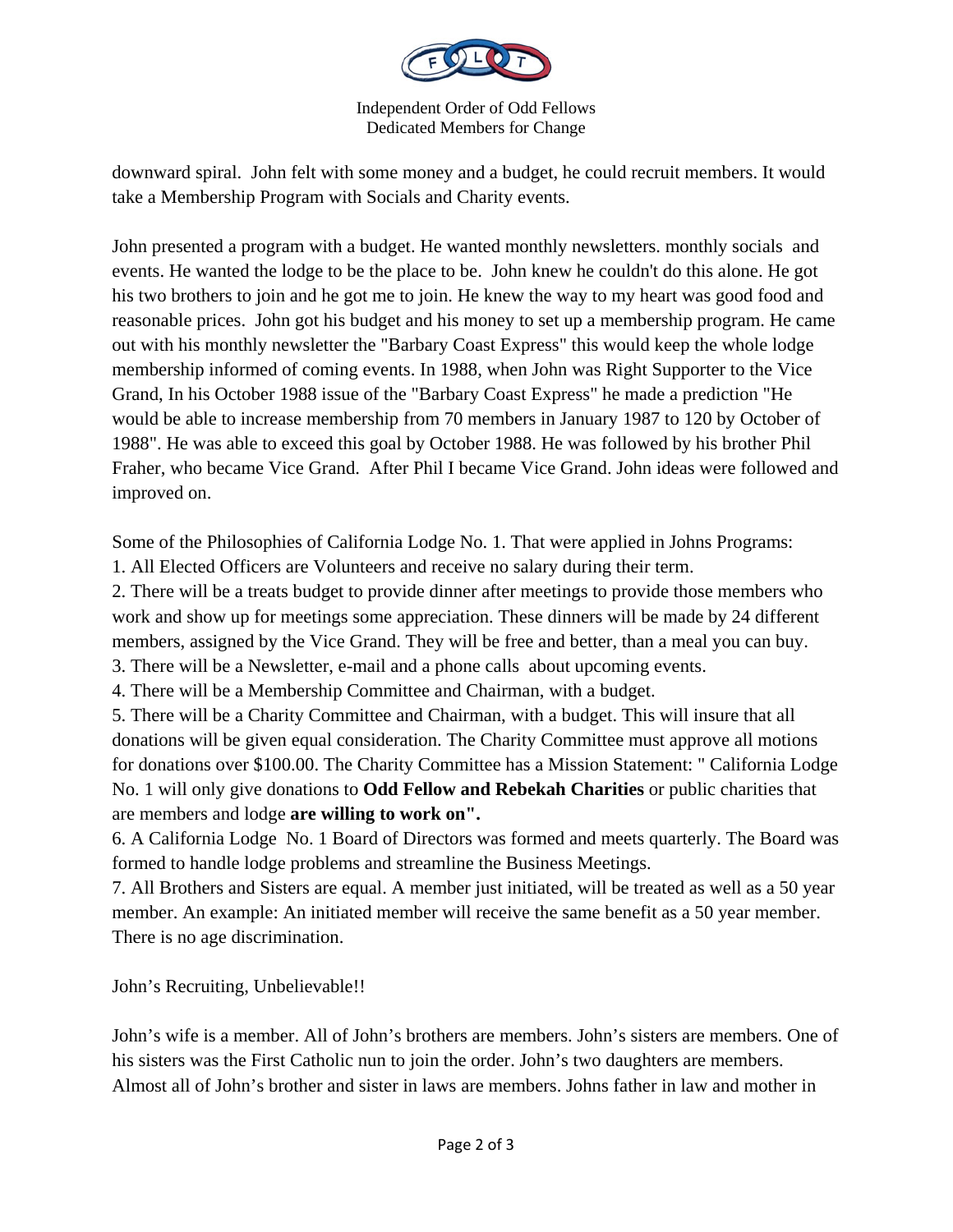downward spiral. John felt with some money and a budget, he could recruit members. It would take a Membership Program with Socials and Charity events.

John presented a program with a budget. He wanted monthly newsletters. monthly socials and events. He wanted the lodge to be the place to be. John knew he couldn't do this alone. He got his two brothers to join and he got me to join. He knew the way to my heart was good food and reasonable prices. John got his budget and his money to set up a membership program. He came out with his monthly newsletter the "Barbary Coast Express" this would keep the whole lodge membership informed of coming events. In 1988, when John was Right Supporter to the Vice Grand, In his October 1988 issue of the "Barbary Coast Express" he made a prediction "He would be able to increase membership from 70 members in January 1987 to 120 by October of 1988". He was able to exceed this goal by October 1988. He was followed by his brother Phil Fraher, who became Vice Grand. After Phil I became Vice Grand. John ideas were followed and improved on.

Some of the Philosophies of California Lodge No. 1. That were applied in Johns Programs:

1. All Elected Officers are Volunteers and receive no salary during their term.
2. There will be a treats budget to provide dinner after meetings to provide those members who work and show up for meetings some appreciation. These dinners will be made by 24 different members, assigned by the Vice Grand. They will be free and better, than a meal you can buy.
3. There will be a Newsletter, e-mail and a phone calls about upcoming events.
4. There will be a Membership Committee and Chairman, with a budget.
5. There will be a Charity Committee and Chairman, with a budget. This will insure that all donations will be given equal consideration. The Charity Committee must approve all motions for donations over $100.00. The Charity Committee has a Mission Statement: " California Lodge No. 1 will only give donations to **Odd Fellow and Rebekah Charities** or public charities that are members and lodge **are willing to work on".**
6. A California Lodge No. 1 Board of Directors was formed and meets quarterly. The Board was formed to handle lodge problems and streamline the Business Meetings.
7. All Brothers and Sisters are equal. A member just initiated, will be treated as well as a 50 year member. An example: An initiated member will receive the same benefit as a 50 year member. There is no age discrimination.

John's Recruiting, Unbelievable!!

John's wife is a member. All of John's brothers are members. John's sisters are members. One of his sisters was the First Catholic nun to join the order. John's two daughters are members. Almost all of John's brother and sister in laws are members. Johns father in law and mother in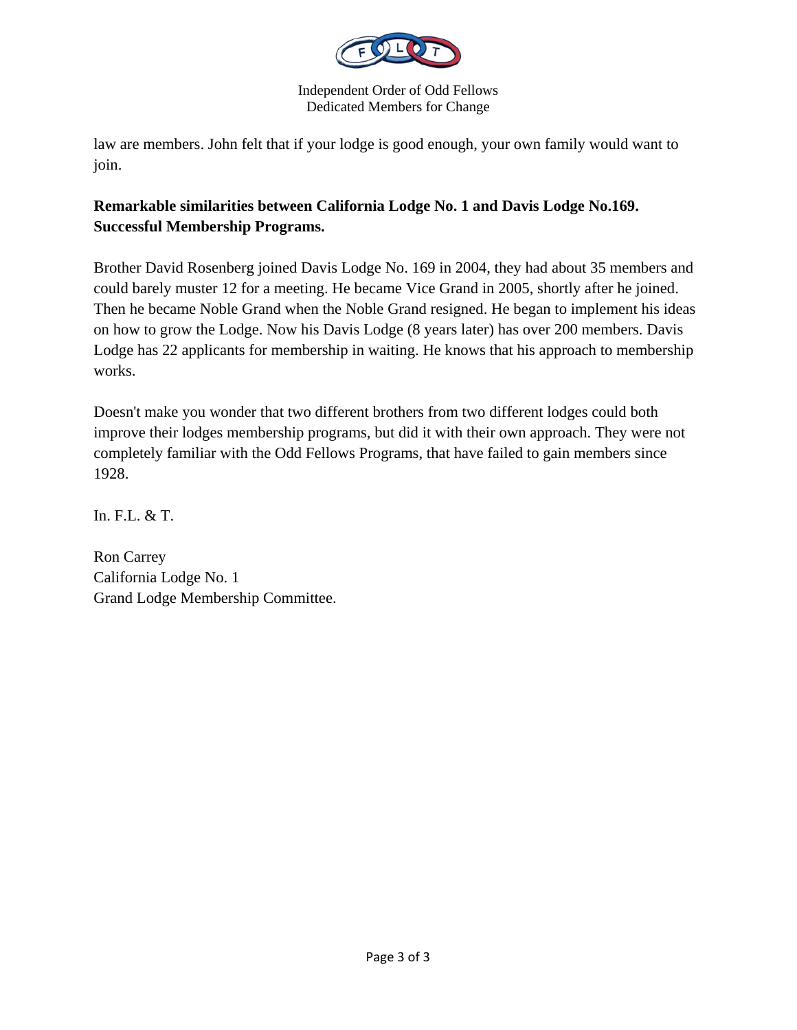law are members. John felt that if your lodge is good enough, your own family would want to join.

**Remarkable similarities between California Lodge No. 1 and Davis Lodge No.169. Successful Membership Programs.**

Brother David Rosenberg joined Davis Lodge No. 169 in 2004, they had about 35 members and could barely muster 12 for a meeting. He became Vice Grand in 2005, shortly after he joined. Then he became Noble Grand when the Noble Grand resigned. He began to implement his ideas on how to grow the Lodge. Now his Davis Lodge (8 years later) has over 200 members. Davis Lodge has 22 applicants for membership in waiting. He knows that his approach to membership works.

Doesn't make you wonder that two different brothers from two different lodges could both improve their lodges membership programs, but did it with their own approach. They were not completely familiar with the Odd Fellows Programs, that have failed to gain members since 1928.

In. F.L. & T.

Ron Carrey
California Lodge No. 1
Grand Lodge Membership Committee.